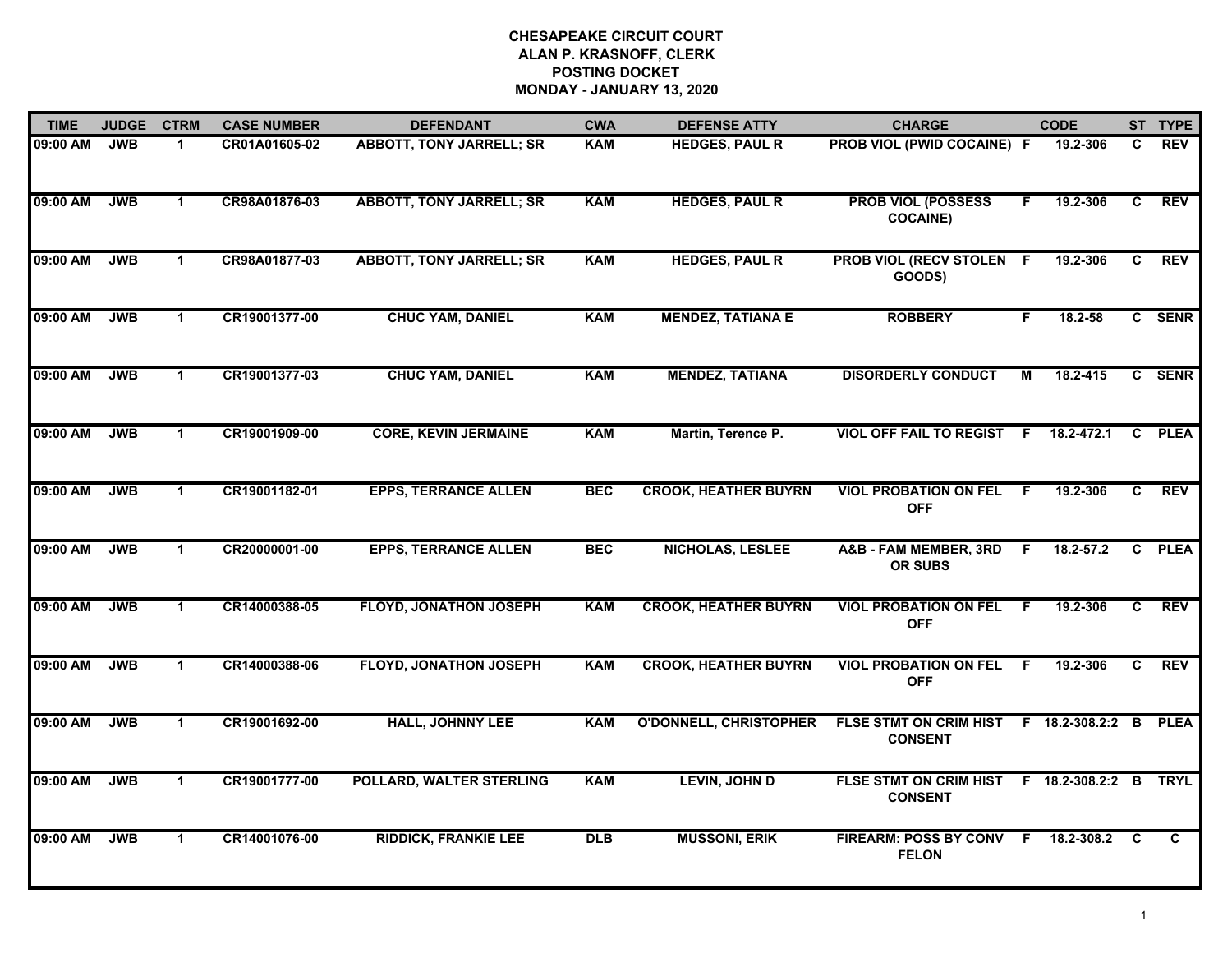# CHESAPEAKE CIRCUIT COURT
## ALAN P. KRASNOFF, CLERK
## POSTING DOCKET
## MONDAY - JANUARY 13, 2020

| TIME | JUDGE | CTRM | CASE NUMBER | DEFENDANT | CWA | DEFENSE ATTY | CHARGE | | CODE | ST | TYPE |
|---|---|---|---|---|---|---|---|---|---|---|---|
| 09:00 AM | JWB | 1 | CR01A01605-02 | ABBOTT, TONY JARRELL; SR | KAM | HEDGES, PAUL R | PROB VIOL (PWID COCAINE) | F | 19.2-306 | C | REV |
| 09:00 AM | JWB | 1 | CR98A01876-03 | ABBOTT, TONY JARRELL; SR | KAM | HEDGES, PAUL R | PROB VIOL (POSSESS COCAINE) | F | 19.2-306 | C | REV |
| 09:00 AM | JWB | 1 | CR98A01877-03 | ABBOTT, TONY JARRELL; SR | KAM | HEDGES, PAUL R | PROB VIOL (RECV STOLEN GOODS) | F | 19.2-306 | C | REV |
| 09:00 AM | JWB | 1 | CR19001377-00 | CHUC YAM, DANIEL | KAM | MENDEZ, TATIANA E | ROBBERY | F | 18.2-58 | C | SENR |
| 09:00 AM | JWB | 1 | CR19001377-03 | CHUC YAM, DANIEL | KAM | MENDEZ, TATIANA | DISORDERLY CONDUCT | M | 18.2-415 | C | SENR |
| 09:00 AM | JWB | 1 | CR19001909-00 | CORE, KEVIN JERMAINE | KAM | Martin, Terence P. | VIOL OFF FAIL TO REGIST | F | 18.2-472.1 | C | PLEA |
| 09:00 AM | JWB | 1 | CR19001182-01 | EPPS, TERRANCE ALLEN | BEC | CROOK, HEATHER BUYRN | VIOL PROBATION ON FEL OFF | F | 19.2-306 | C | REV |
| 09:00 AM | JWB | 1 | CR20000001-00 | EPPS, TERRANCE ALLEN | BEC | NICHOLAS, LESLEE | A&B - FAM MEMBER, 3RD OR SUBS | F | 18.2-57.2 | C | PLEA |
| 09:00 AM | JWB | 1 | CR14000388-05 | FLOYD, JONATHON JOSEPH | KAM | CROOK, HEATHER BUYRN | VIOL PROBATION ON FEL OFF | F | 19.2-306 | C | REV |
| 09:00 AM | JWB | 1 | CR14000388-06 | FLOYD, JONATHON JOSEPH | KAM | CROOK, HEATHER BUYRN | VIOL PROBATION ON FEL OFF | F | 19.2-306 | C | REV |
| 09:00 AM | JWB | 1 | CR19001692-00 | HALL, JOHNNY LEE | KAM | O'DONNELL, CHRISTOPHER | FLSE STMT ON CRIM HIST CONSENT | F | 18.2-308.2:2 | B | PLEA |
| 09:00 AM | JWB | 1 | CR19001777-00 | POLLARD, WALTER STERLING | KAM | LEVIN, JOHN D | FLSE STMT ON CRIM HIST CONSENT | F | 18.2-308.2:2 | B | TRYL |
| 09:00 AM | JWB | 1 | CR14001076-00 | RIDDICK, FRANKIE LEE | DLB | MUSSONI, ERIK | FIREARM: POSS BY CONV FELON | F | 18.2-308.2 | C | C |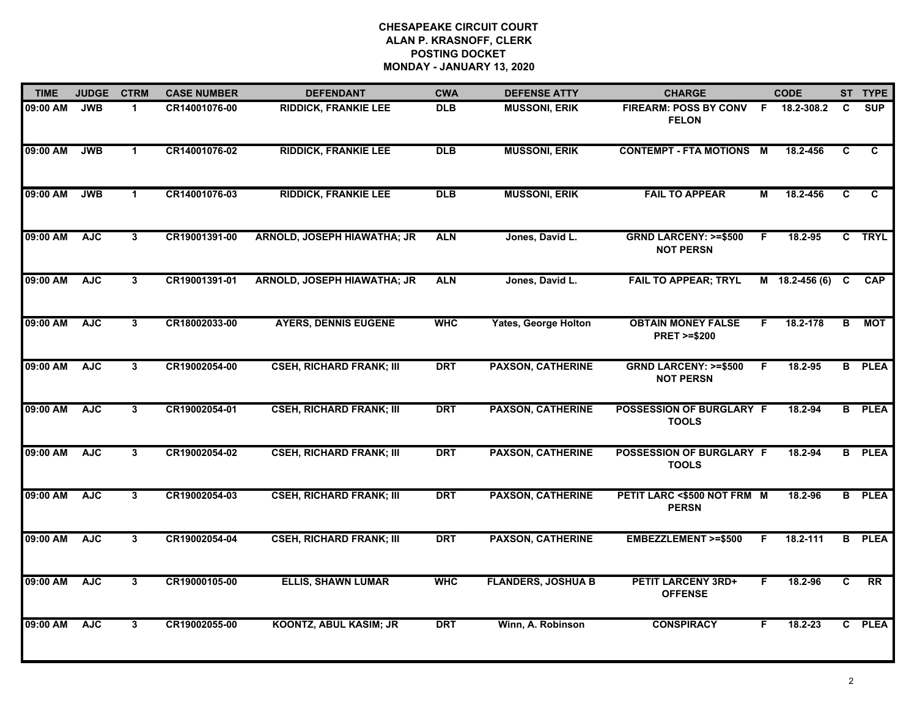**CHESAPEAKE CIRCUIT COURT**
**ALAN P. KRASNOFF, CLERK**
**POSTING DOCKET**
**MONDAY - JANUARY 13, 2020**

| TIME | JUDGE | CTRM | CASE NUMBER | DEFENDANT | CWA | DEFENSE ATTY | CHARGE | | CODE | ST | TYPE |
|---|---|---|---|---|---|---|---|---|---|---|---|
| 09:00 AM | JWB | 1 | CR14001076-00 | RIDDICK, FRANKIE LEE | DLB | MUSSONI, ERIK | FIREARM: POSS BY CONV FELON | F | 18.2-308.2 | C | SUP |
| 09:00 AM | JWB | 1 | CR14001076-02 | RIDDICK, FRANKIE LEE | DLB | MUSSONI, ERIK | CONTEMPT - FTA MOTIONS | M | 18.2-456 | C | C |
| 09:00 AM | JWB | 1 | CR14001076-03 | RIDDICK, FRANKIE LEE | DLB | MUSSONI, ERIK | FAIL TO APPEAR | M | 18.2-456 | C | C |
| 09:00 AM | AJC | 3 | CR19001391-00 | ARNOLD, JOSEPH HIAWATHA; JR | ALN | Jones, David L. | GRND LARCENY: >=$500 NOT PERSN | F | 18.2-95 | C | TRYL |
| 09:00 AM | AJC | 3 | CR19001391-01 | ARNOLD, JOSEPH HIAWATHA; JR | ALN | Jones, David L. | FAIL TO APPEAR; TRYL | M | 18.2-456 (6) | C | CAP |
| 09:00 AM | AJC | 3 | CR18002033-00 | AYERS, DENNIS EUGENE | WHC | Yates, George Holton | OBTAIN MONEY FALSE PRET >=$200 | F | 18.2-178 | B | MOT |
| 09:00 AM | AJC | 3 | CR19002054-00 | CSEH, RICHARD FRANK; III | DRT | PAXSON, CATHERINE | GRND LARCENY: >=$500 NOT PERSN | F | 18.2-95 | B | PLEA |
| 09:00 AM | AJC | 3 | CR19002054-01 | CSEH, RICHARD FRANK; III | DRT | PAXSON, CATHERINE | POSSESSION OF BURGLARY TOOLS | F | 18.2-94 | B | PLEA |
| 09:00 AM | AJC | 3 | CR19002054-02 | CSEH, RICHARD FRANK; III | DRT | PAXSON, CATHERINE | POSSESSION OF BURGLARY TOOLS | F | 18.2-94 | B | PLEA |
| 09:00 AM | AJC | 3 | CR19002054-03 | CSEH, RICHARD FRANK; III | DRT | PAXSON, CATHERINE | PETIT LARC <$500 NOT FRM PERSN | M | 18.2-96 | B | PLEA |
| 09:00 AM | AJC | 3 | CR19002054-04 | CSEH, RICHARD FRANK; III | DRT | PAXSON, CATHERINE | EMBEZZLEMENT >=$500 | F | 18.2-111 | B | PLEA |
| 09:00 AM | AJC | 3 | CR19000105-00 | ELLIS, SHAWN LUMAR | WHC | FLANDERS, JOSHUA B | PETIT LARCENY 3RD+ OFFENSE | F | 18.2-96 | C | RR |
| 09:00 AM | AJC | 3 | CR19002055-00 | KOONTZ, ABUL KASIM; JR | DRT | Winn, A. Robinson | CONSPIRACY | F | 18.2-23 | C | PLEA |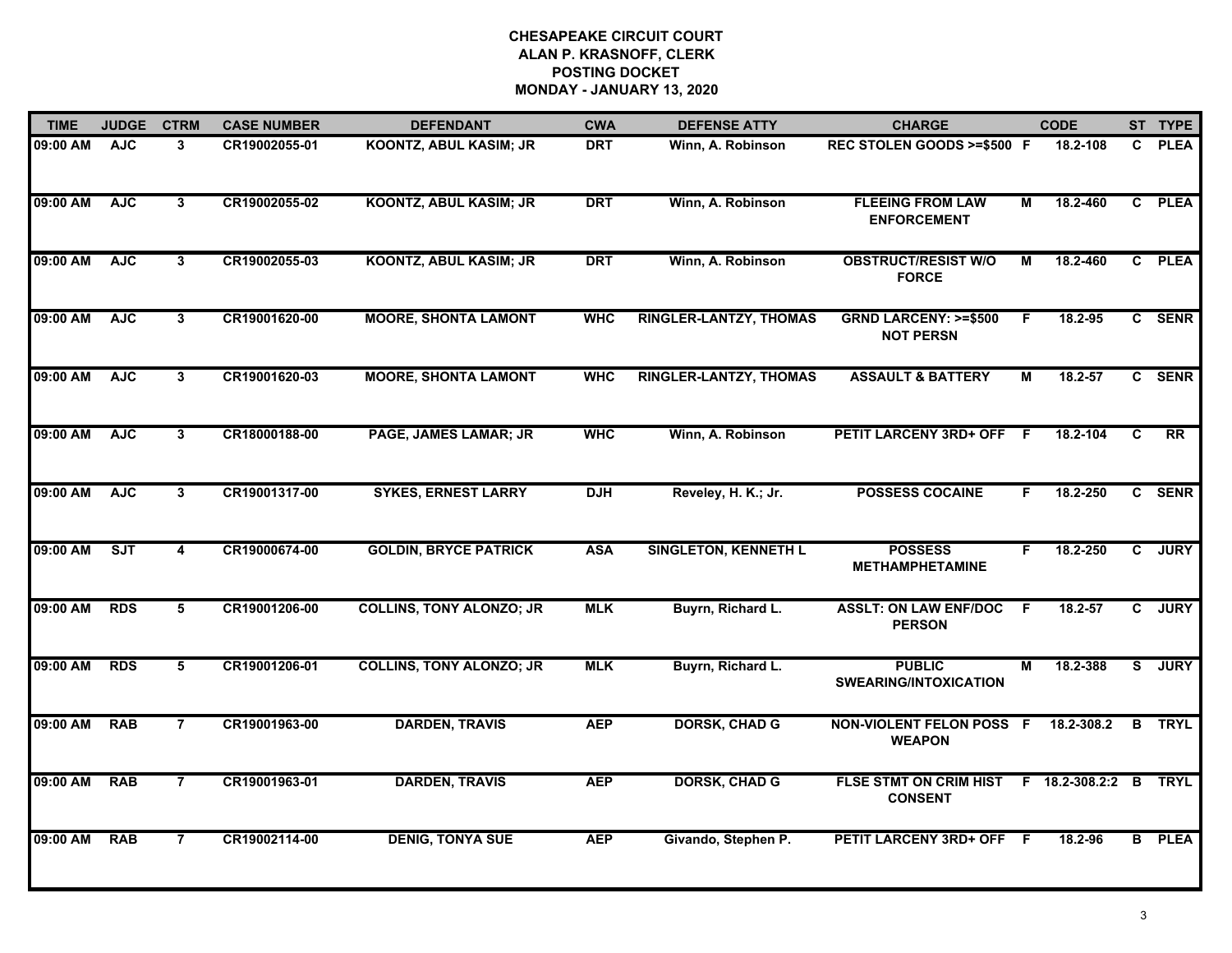# CHESAPEAKE CIRCUIT COURT
## ALAN P. KRASNOFF, CLERK
## POSTING DOCKET
## MONDAY - JANUARY 13, 2020

| TIME | JUDGE | CTRM | CASE NUMBER | DEFENDANT | CWA | DEFENSE ATTY | CHARGE | | CODE | ST | TYPE |
|---|---|---|---|---|---|---|---|---|---|---|---|
| 09:00 AM | AJC | 3 | CR19002055-01 | KOONTZ, ABUL KASIM; JR | DRT | Winn, A. Robinson | REC STOLEN GOODS >=$500 | F | 18.2-108 | C | PLEA |
| 09:00 AM | AJC | 3 | CR19002055-02 | KOONTZ, ABUL KASIM; JR | DRT | Winn, A. Robinson | FLEEING FROM LAW ENFORCEMENT | M | 18.2-460 | C | PLEA |
| 09:00 AM | AJC | 3 | CR19002055-03 | KOONTZ, ABUL KASIM; JR | DRT | Winn, A. Robinson | OBSTRUCT/RESIST W/O FORCE | M | 18.2-460 | C | PLEA |
| 09:00 AM | AJC | 3 | CR19001620-00 | MOORE, SHONTA LAMONT | WHC | RINGLER-LANTZY, THOMAS | GRND LARCENY: >=$500 NOT PERSN | F | 18.2-95 | C | SENR |
| 09:00 AM | AJC | 3 | CR19001620-03 | MOORE, SHONTA LAMONT | WHC | RINGLER-LANTZY, THOMAS | ASSAULT & BATTERY | M | 18.2-57 | C | SENR |
| 09:00 AM | AJC | 3 | CR18000188-00 | PAGE, JAMES LAMAR; JR | WHC | Winn, A. Robinson | PETIT LARCENY 3RD+ OFF | F | 18.2-104 | C | RR |
| 09:00 AM | AJC | 3 | CR19001317-00 | SYKES, ERNEST LARRY | DJH | Reveley, H. K.; Jr. | POSSESS COCAINE | F | 18.2-250 | C | SENR |
| 09:00 AM | SJT | 4 | CR19000674-00 | GOLDIN, BRYCE PATRICK | ASA | SINGLETON, KENNETH L | POSSESS METHAMPHETAMINE | F | 18.2-250 | C | JURY |
| 09:00 AM | RDS | 5 | CR19001206-00 | COLLINS, TONY ALONZO; JR | MLK | Buyrn, Richard L. | ASSLT: ON LAW ENF/DOC PERSON | F | 18.2-57 | C | JURY |
| 09:00 AM | RDS | 5 | CR19001206-01 | COLLINS, TONY ALONZO; JR | MLK | Buyrn, Richard L. | PUBLIC SWEARING/INTOXICATION | M | 18.2-388 | S | JURY |
| 09:00 AM | RAB | 7 | CR19001963-00 | DARDEN, TRAVIS | AEP | DORSK, CHAD G | NON-VIOLENT FELON POSS WEAPON | F | 18.2-308.2 | B | TRYL |
| 09:00 AM | RAB | 7 | CR19001963-01 | DARDEN, TRAVIS | AEP | DORSK, CHAD G | FLSE STMT ON CRIM HIST CONSENT | F | 18.2-308.2:2 | B | TRYL |
| 09:00 AM | RAB | 7 | CR19002114-00 | DENIG, TONYA SUE | AEP | Givando, Stephen P. | PETIT LARCENY 3RD+ OFF | F | 18.2-96 | B | PLEA |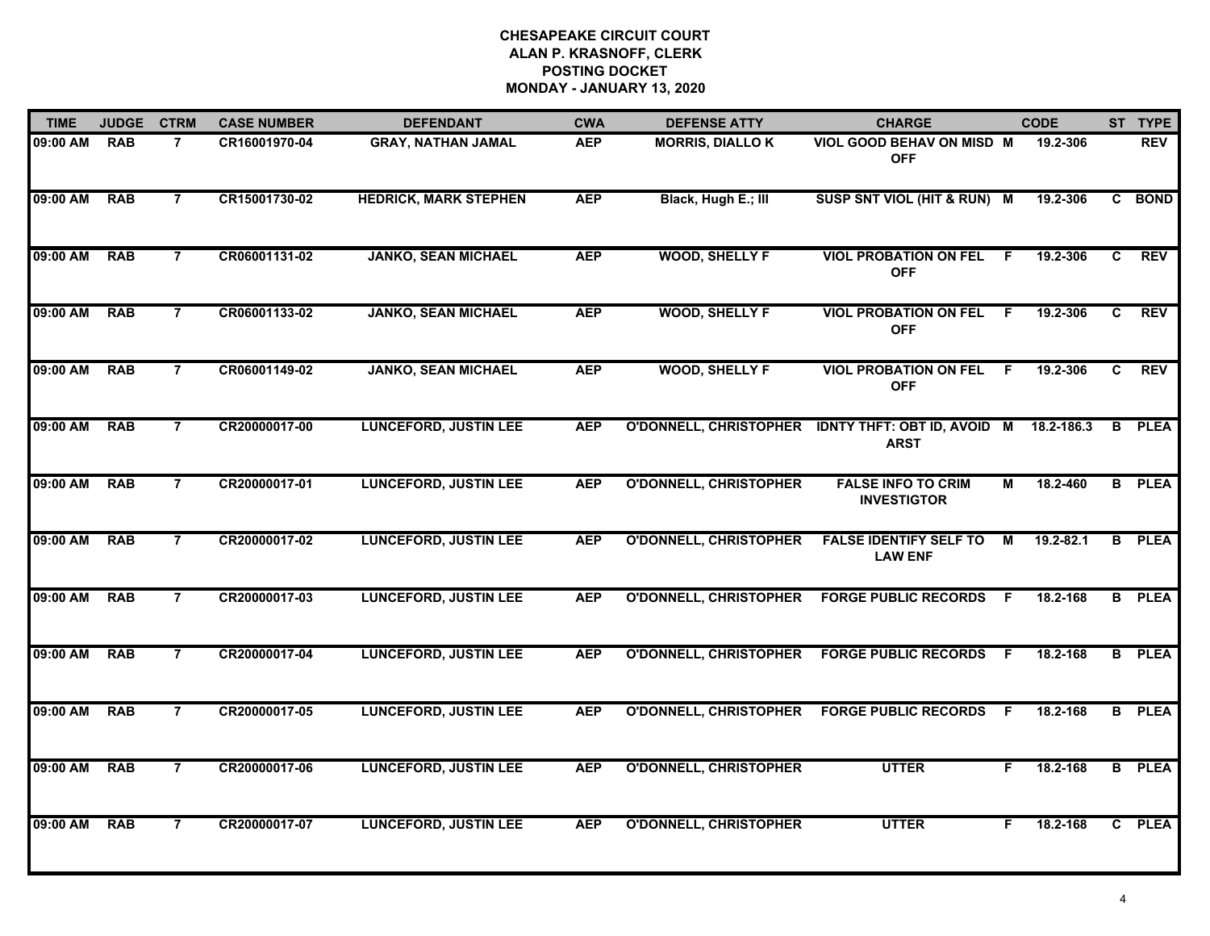**CHESAPEAKE CIRCUIT COURT**
**ALAN P. KRASNOFF, CLERK**
**POSTING DOCKET**
**MONDAY - JANUARY 13, 2020**

| TIME | JUDGE | CTRM | CASE NUMBER | DEFENDANT | CWA | DEFENSE ATTY | CHARGE | | CODE | ST | TYPE |
|---|---|---|---|---|---|---|---|---|---|---|---|
| 09:00 AM | RAB | 7 | CR16001970-04 | GRAY, NATHAN JAMAL | AEP | MORRIS, DIALLO K | VIOL GOOD BEHAV ON MISD OFF | M | 19.2-306 | | REV |
| 09:00 AM | RAB | 7 | CR15001730-02 | HEDRICK, MARK STEPHEN | AEP | Black, Hugh E.; III | SUSP SNT VIOL (HIT & RUN) | M | 19.2-306 | C | BOND |
| 09:00 AM | RAB | 7 | CR06001131-02 | JANKO, SEAN MICHAEL | AEP | WOOD, SHELLY F | VIOL PROBATION ON FEL OFF | F | 19.2-306 | C | REV |
| 09:00 AM | RAB | 7 | CR06001133-02 | JANKO, SEAN MICHAEL | AEP | WOOD, SHELLY F | VIOL PROBATION ON FEL OFF | F | 19.2-306 | C | REV |
| 09:00 AM | RAB | 7 | CR06001149-02 | JANKO, SEAN MICHAEL | AEP | WOOD, SHELLY F | VIOL PROBATION ON FEL OFF | F | 19.2-306 | C | REV |
| 09:00 AM | RAB | 7 | CR20000017-00 | LUNCEFORD, JUSTIN LEE | AEP | O'DONNELL, CHRISTOPHER | IDNTY THFT: OBT ID, AVOID ARST | M | 18.2-186.3 | B | PLEA |
| 09:00 AM | RAB | 7 | CR20000017-01 | LUNCEFORD, JUSTIN LEE | AEP | O'DONNELL, CHRISTOPHER | FALSE INFO TO CRIM INVESTIGTOR | M | 18.2-460 | B | PLEA |
| 09:00 AM | RAB | 7 | CR20000017-02 | LUNCEFORD, JUSTIN LEE | AEP | O'DONNELL, CHRISTOPHER | FALSE IDENTIFY SELF TO LAW ENF | M | 19.2-82.1 | B | PLEA |
| 09:00 AM | RAB | 7 | CR20000017-03 | LUNCEFORD, JUSTIN LEE | AEP | O'DONNELL, CHRISTOPHER | FORGE PUBLIC RECORDS | F | 18.2-168 | B | PLEA |
| 09:00 AM | RAB | 7 | CR20000017-04 | LUNCEFORD, JUSTIN LEE | AEP | O'DONNELL, CHRISTOPHER | FORGE PUBLIC RECORDS | F | 18.2-168 | B | PLEA |
| 09:00 AM | RAB | 7 | CR20000017-05 | LUNCEFORD, JUSTIN LEE | AEP | O'DONNELL, CHRISTOPHER | FORGE PUBLIC RECORDS | F | 18.2-168 | B | PLEA |
| 09:00 AM | RAB | 7 | CR20000017-06 | LUNCEFORD, JUSTIN LEE | AEP | O'DONNELL, CHRISTOPHER | UTTER | F | 18.2-168 | B | PLEA |
| 09:00 AM | RAB | 7 | CR20000017-07 | LUNCEFORD, JUSTIN LEE | AEP | O'DONNELL, CHRISTOPHER | UTTER | F | 18.2-168 | C | PLEA |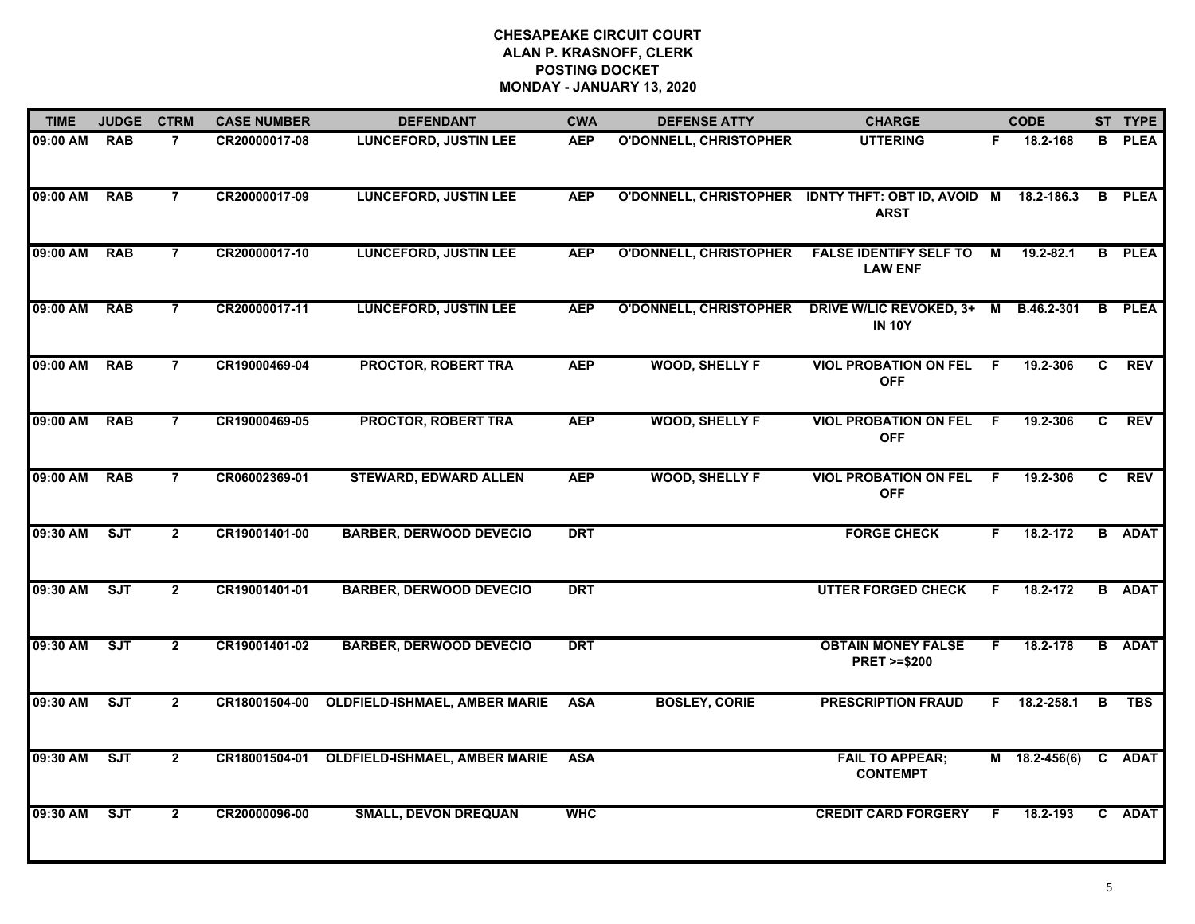# CHESAPEAKE CIRCUIT COURT
## ALAN P. KRASNOFF, CLERK
## POSTING DOCKET
## MONDAY - JANUARY 13, 2020

| TIME | JUDGE | CTRM | CASE NUMBER | DEFENDANT | CWA | DEFENSE ATTY | CHARGE | | CODE | ST | TYPE |
|---|---|---|---|---|---|---|---|---|---|---|---|
| 09:00 AM | RAB | 7 | CR20000017-08 | LUNCEFORD, JUSTIN LEE | AEP | O'DONNELL, CHRISTOPHER | UTTERING | F | 18.2-168 | B | PLEA |
| 09:00 AM | RAB | 7 | CR20000017-09 | LUNCEFORD, JUSTIN LEE | AEP | O'DONNELL, CHRISTOPHER | IDNTY THFT: OBT ID, AVOID ARST | M | 18.2-186.3 | B | PLEA |
| 09:00 AM | RAB | 7 | CR20000017-10 | LUNCEFORD, JUSTIN LEE | AEP | O'DONNELL, CHRISTOPHER | FALSE IDENTIFY SELF TO LAW ENF | M | 19.2-82.1 | B | PLEA |
| 09:00 AM | RAB | 7 | CR20000017-11 | LUNCEFORD, JUSTIN LEE | AEP | O'DONNELL, CHRISTOPHER | DRIVE W/LIC REVOKED, 3+ IN 10Y | M | B.46.2-301 | B | PLEA |
| 09:00 AM | RAB | 7 | CR19000469-04 | PROCTOR, ROBERT TRA | AEP | WOOD, SHELLY F | VIOL PROBATION ON FEL OFF | F | 19.2-306 | C | REV |
| 09:00 AM | RAB | 7 | CR19000469-05 | PROCTOR, ROBERT TRA | AEP | WOOD, SHELLY F | VIOL PROBATION ON FEL OFF | F | 19.2-306 | C | REV |
| 09:00 AM | RAB | 7 | CR06002369-01 | STEWARD, EDWARD ALLEN | AEP | WOOD, SHELLY F | VIOL PROBATION ON FEL OFF | F | 19.2-306 | C | REV |
| 09:30 AM | SJT | 2 | CR19001401-00 | BARBER, DERWOOD DEVECIO | DRT | | FORGE CHECK | F | 18.2-172 | B | ADAT |
| 09:30 AM | SJT | 2 | CR19001401-01 | BARBER, DERWOOD DEVECIO | DRT | | UTTER FORGED CHECK | F | 18.2-172 | B | ADAT |
| 09:30 AM | SJT | 2 | CR19001401-02 | BARBER, DERWOOD DEVECIO | DRT | | OBTAIN MONEY FALSE PRET >=$200 | F | 18.2-178 | B | ADAT |
| 09:30 AM | SJT | 2 | CR18001504-00 | OLDFIELD-ISHMAEL, AMBER MARIE | ASA | BOSLEY, CORIE | PRESCRIPTION FRAUD | F | 18.2-258.1 | B | TBS |
| 09:30 AM | SJT | 2 | CR18001504-01 | OLDFIELD-ISHMAEL, AMBER MARIE | ASA | | FAIL TO APPEAR; CONTEMPT | M | 18.2-456(6) | C | ADAT |
| 09:30 AM | SJT | 2 | CR20000096-00 | SMALL, DEVON DREQUAN | WHC | | CREDIT CARD FORGERY | F | 18.2-193 | C | ADAT |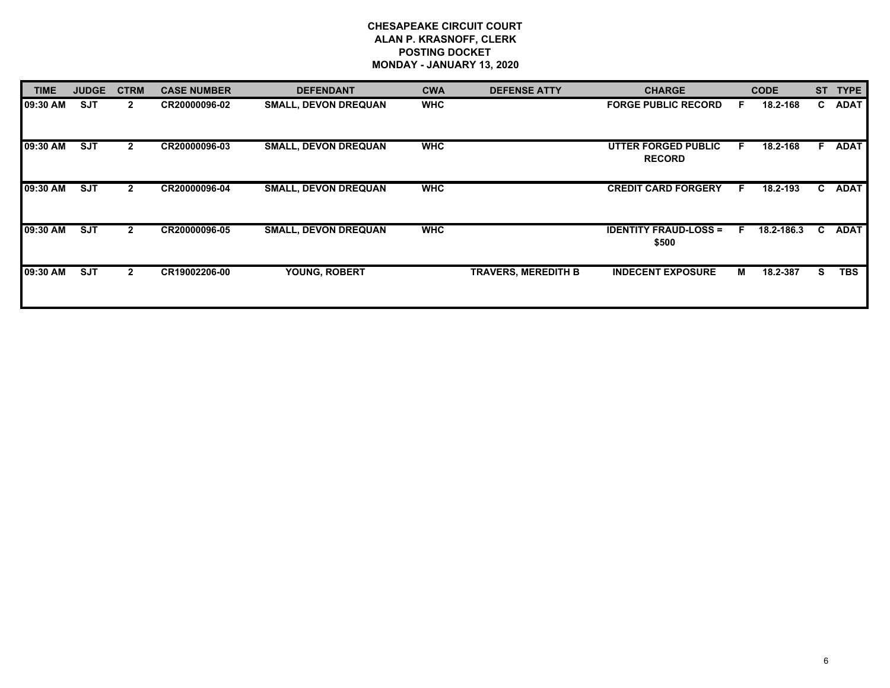**CHESAPEAKE CIRCUIT COURT**
**ALAN P. KRASNOFF, CLERK**
**POSTING DOCKET**
**MONDAY - JANUARY 13, 2020**

| TIME | JUDGE | CTRM | CASE NUMBER | DEFENDANT | CWA | DEFENSE ATTY | CHARGE | | CODE | ST | TYPE |
|---|---|---|---|---|---|---|---|---|---|---|---|
| 09:30 AM | SJT | 2 | CR20000096-02 | SMALL, DEVON DREQUAN | WHC | | FORGE PUBLIC RECORD | F | 18.2-168 | C | ADAT |
| 09:30 AM | SJT | 2 | CR20000096-03 | SMALL, DEVON DREQUAN | WHC | | UTTER FORGED PUBLIC RECORD | F | 18.2-168 | F | ADAT |
| 09:30 AM | SJT | 2 | CR20000096-04 | SMALL, DEVON DREQUAN | WHC | | CREDIT CARD FORGERY | F | 18.2-193 | C | ADAT |
| 09:30 AM | SJT | 2 | CR20000096-05 | SMALL, DEVON DREQUAN | WHC | | IDENTITY FRAUD-LOSS = $500 | F | 18.2-186.3 | C | ADAT |
| 09:30 AM | SJT | 2 | CR19002206-00 | YOUNG, ROBERT | | TRAVERS, MEREDITH B | INDECENT EXPOSURE | M | 18.2-387 | S | TBS |